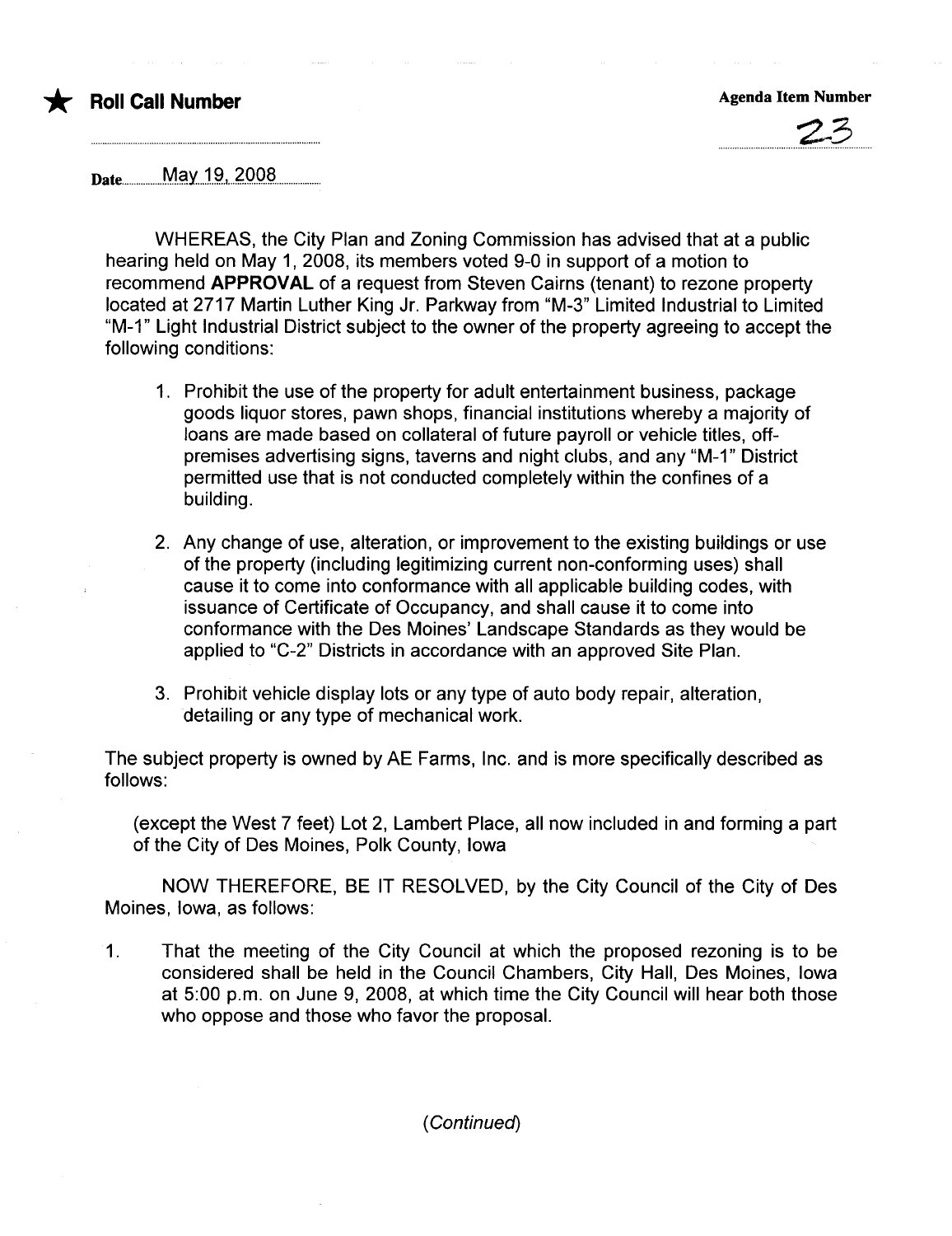★ **Roll Call Number**

**Agenda Item Number**

23

Date May 19, 2008

WHEREAS, the City Plan and Zoning Commission has advised that at a public hearing held on May 1, 2008, its members voted 9-0 in support of a motion to recommend **APPROVAL** of a request from Steven Cairns (tenant) to rezone property located at 2717 Martin Luther King Jr. Parkway from "M-3" Limited Industrial to Limited "M-1" Light Industrial District subject to the owner of the property agreeing to accept the following conditions:

1. Prohibit the use of the property for adult entertainment business, package goods liquor stores, pawn shops, financial institutions whereby a majority of loans are made based on collateral of future payroll or vehicle titles, off-premises advertising signs, taverns and night clubs, and any "M-1" District permitted use that is not conducted completely within the confines of a building.

2. Any change of use, alteration, or improvement to the existing buildings or use of the property (including legitimizing current non-conforming uses) shall cause it to come into conformance with all applicable building codes, with issuance of Certificate of Occupancy, and shall cause it to come into conformance with the Des Moines' Landscape Standards as they would be applied to "C-2" Districts in accordance with an approved Site Plan.

3. Prohibit vehicle display lots or any type of auto body repair, alteration, detailing or any type of mechanical work.

The subject property is owned by AE Farms, Inc. and is more specifically described as follows:

(except the West 7 feet) Lot 2, Lambert Place, all now included in and forming a part of the City of Des Moines, Polk County, Iowa

NOW THEREFORE, BE IT RESOLVED, by the City Council of the City of Des Moines, Iowa, as follows:

1. That the meeting of the City Council at which the proposed rezoning is to be considered shall be held in the Council Chambers, City Hall, Des Moines, Iowa at 5:00 p.m. on June 9, 2008, at which time the City Council will hear both those who oppose and those who favor the proposal.

*(Continued)*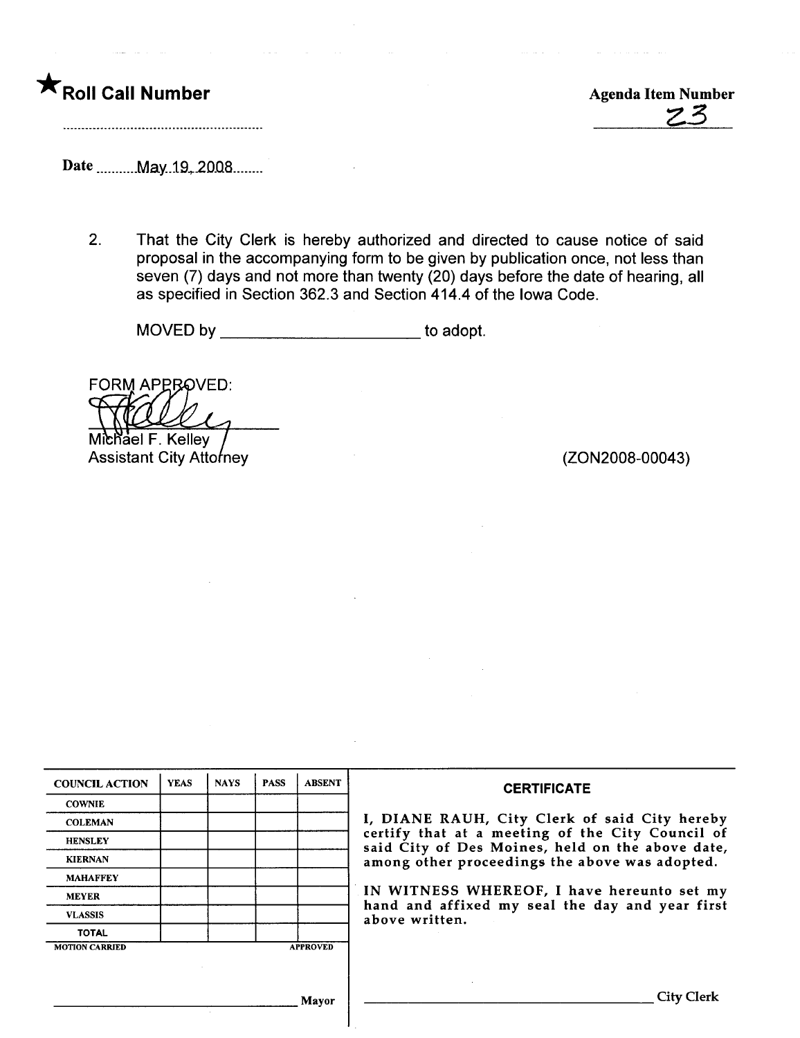★**Roll Call Number** ........................................................

**Agenda Item Number** 23

Date ..........May 19, 2008........

2. That the City Clerk is hereby authorized and directed to cause notice of said proposal in the accompanying form to be given by publication once, not less than seven (7) days and not more than twenty (20) days before the date of hearing, all as specified in Section 362.3 and Section 414.4 of the Iowa Code.

MOVED by ______________________ to adopt.

FORM APPROVED:

Michael F. Kelley
Assistant City Attorney

(ZON2008-00043)

| COUNCIL ACTION | YEAS | NAYS | PASS | ABSENT |
| --- | --- | --- | --- | --- |
| COWNIE | | | | |
| COLEMAN | | | | |
| HENSLEY | | | | |
| KIERNAN | | | | |
| MAHAFFEY | | | | |
| MEYER | | | | |
| VLASSIS | | | | |
| TOTAL | | | | |

MOTION CARRIED APPROVED

______________________________ Mayor

**CERTIFICATE**

I, DIANE RAUH, City Clerk of said City hereby certify that at a meeting of the City Council of said City of Des Moines, held on the above date, among other proceedings the above was adopted.

IN WITNESS WHEREOF, I have hereunto set my hand and affixed my seal the day and year first above written.

______________________________ City Clerk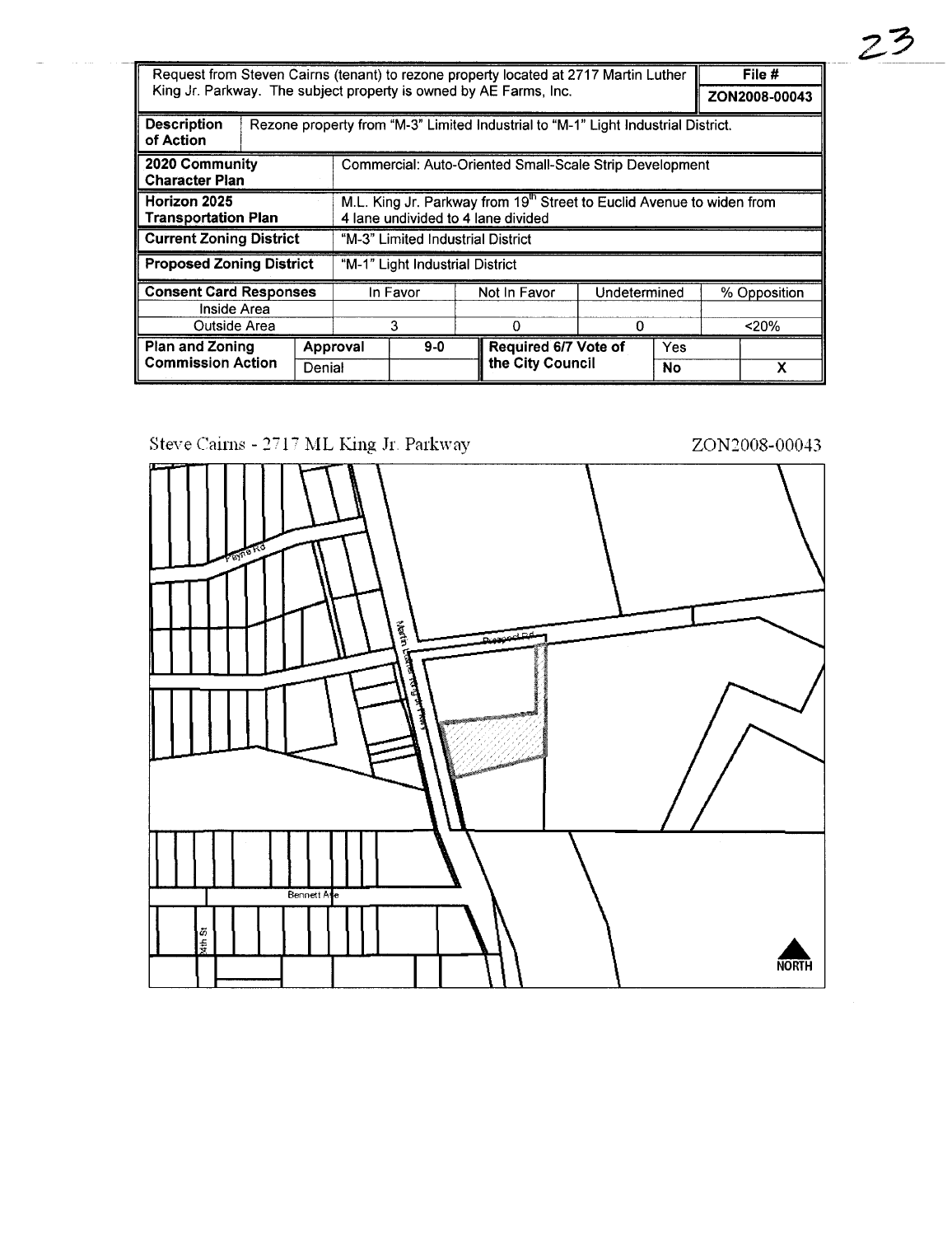| Request from Steven Cairns (tenant) to rezone property located at 2717 Martin Luther King Jr. Parkway. The subject property is owned by AE Farms, Inc. | | | | | | | File # ZON2008-00043 |
|---|---|---|---|---|---|---|---|
| Description of Action | Rezone property from "M-3" Limited Industrial to "M-1" Light Industrial District. | | | | | | |
| 2020 Community Character Plan | Commercial: Auto-Oriented Small-Scale Strip Development | | | | | | |
| Horizon 2025 Transportation Plan | M.L. King Jr. Parkway from $19^{th}$ Street to Euclid Avenue to widen from 4 lane undivided to 4 lane divided | | | | | | |
| Current Zoning District | "M-3" Limited Industrial District | | | | | | |
| Proposed Zoning District | "M-1" Light Industrial District | | | | | | |
| Consent Card Responses | | In Favor | | Not In Favor | Undetermined | | % Opposition |
| Inside Area | | | | | | | |
| Outside Area | | 3 | | 0 | 0 | | <20% |
| Plan and Zoning Commission Action | Approval | 9-0 | | Required 6/7 Vote of the City Council | | Yes | |
| | Denial | | | | | No | X |

Steve Cairns - 2717 ML King Jr. Parkway

ZON2008-00043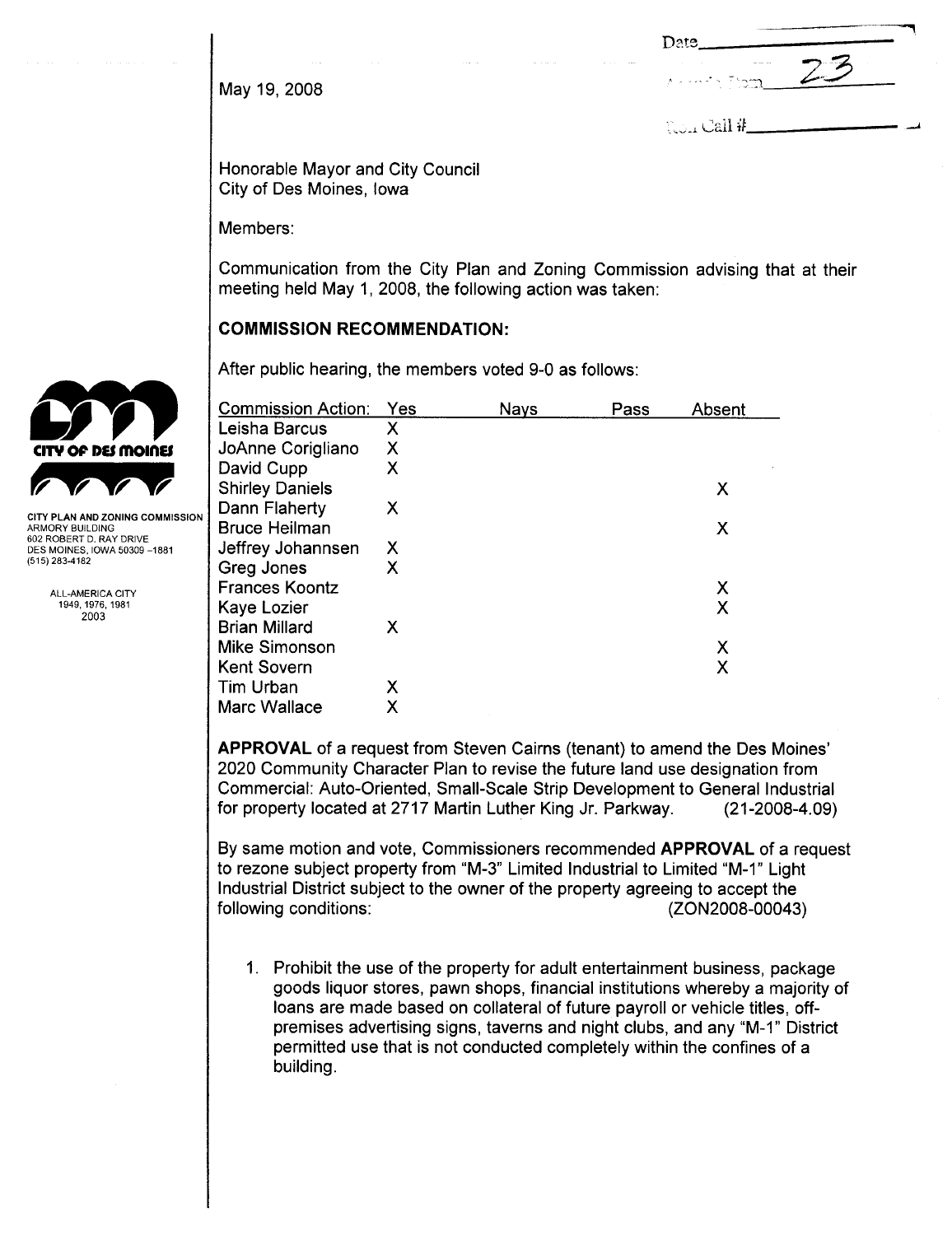May 19, 2008

Date\_\_\_\_\_\_\_\_\_\_\_\_\_\_\_\_\_\_\_\_

Agenda Item 23

Roll Call #\_\_\_\_\_\_\_\_\_\_\_\_\_\_\_\_\_\_\_\_

CITY OF DES MOINES

CITY PLAN AND ZONING COMMISSION
ARMORY BUILDING
602 ROBERT D. RAY DRIVE
DES MOINES, IOWA 50309 -1881
(515) 283-4182

ALL-AMERICA CITY
1949, 1976, 1981
2003

Honorable Mayor and City Council
City of Des Moines, Iowa

Members:

Communication from the City Plan and Zoning Commission advising that at their meeting held May 1, 2008, the following action was taken:

**COMMISSION RECOMMENDATION:**

After public hearing, the members voted 9-0 as follows:

| Commission Action: | Yes | Nays | Pass | Absent |
|---|---|---|---|---|
| Leisha Barcus | X | | | |
| JoAnne Corigliano | X | | | |
| David Cupp | X | | | |
| Shirley Daniels | | | | X |
| Dann Flaherty | X | | | |
| Bruce Heilman | | | | X |
| Jeffrey Johannsen | X | | | |
| Greg Jones | X | | | |
| Frances Koontz | | | | X |
| Kaye Lozier | | | | X |
| Brian Millard | X | | | |
| Mike Simonson | | | | X |
| Kent Sovern | | | | X |
| Tim Urban | X | | | |
| Marc Wallace | X | | | |

**APPROVAL** of a request from Steven Cairns (tenant) to amend the Des Moines' 2020 Community Character Plan to revise the future land use designation from Commercial: Auto-Oriented, Small-Scale Strip Development to General Industrial for property located at 2717 Martin Luther King Jr. Parkway. (21-2008-4.09)

By same motion and vote, Commissioners recommended **APPROVAL** of a request to rezone subject property from "M-3" Limited Industrial to Limited "M-1" Light Industrial District subject to the owner of the property agreeing to accept the following conditions: (ZON2008-00043)

1. Prohibit the use of the property for adult entertainment business, package goods liquor stores, pawn shops, financial institutions whereby a majority of loans are made based on collateral of future payroll or vehicle titles, off-premises advertising signs, taverns and night clubs, and any "M-1" District permitted use that is not conducted completely within the confines of a building.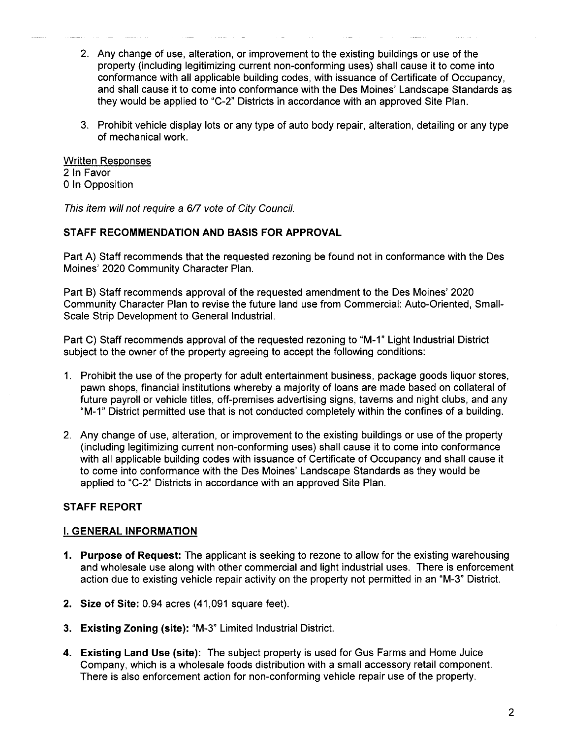2. Any change of use, alteration, or improvement to the existing buildings or use of the property (including legitimizing current non-conforming uses) shall cause it to come into conformance with all applicable building codes, with issuance of Certificate of Occupancy, and shall cause it to come into conformance with the Des Moines' Landscape Standards as they would be applied to "C-2" Districts in accordance with an approved Site Plan.

3. Prohibit vehicle display lots or any type of auto body repair, alteration, detailing or any type of mechanical work.

Written Responses
2 In Favor
0 In Opposition

*This item will not require a 6/7 vote of City Council.*

**STAFF RECOMMENDATION AND BASIS FOR APPROVAL**

Part A) Staff recommends that the requested rezoning be found not in conformance with the Des Moines' 2020 Community Character Plan.

Part B) Staff recommends approval of the requested amendment to the Des Moines' 2020 Community Character Plan to revise the future land use from Commercial: Auto-Oriented, Small-Scale Strip Development to General Industrial.

Part C) Staff recommends approval of the requested rezoning to "M-1" Light Industrial District subject to the owner of the property agreeing to accept the following conditions:

1. Prohibit the use of the property for adult entertainment business, package goods liquor stores, pawn shops, financial institutions whereby a majority of loans are made based on collateral of future payroll or vehicle titles, off-premises advertising signs, taverns and night clubs, and any "M-1" District permitted use that is not conducted completely within the confines of a building.

2. Any change of use, alteration, or improvement to the existing buildings or use of the property (including legitimizing current non-conforming uses) shall cause it to come into conformance with all applicable building codes with issuance of Certificate of Occupancy and shall cause it to come into conformance with the Des Moines' Landscape Standards as they would be applied to "C-2" Districts in accordance with an approved Site Plan.

**STAFF REPORT**

**I. GENERAL INFORMATION**

1. **Purpose of Request:** The applicant is seeking to rezone to allow for the existing warehousing and wholesale use along with other commercial and light industrial uses. There is enforcement action due to existing vehicle repair activity on the property not permitted in an "M-3" District.

2. **Size of Site:** 0.94 acres (41,091 square feet).

3. **Existing Zoning (site):** "M-3" Limited Industrial District.

4. **Existing Land Use (site):** The subject property is used for Gus Farms and Home Juice Company, which is a wholesale foods distribution with a small accessory retail component. There is also enforcement action for non-conforming vehicle repair use of the property.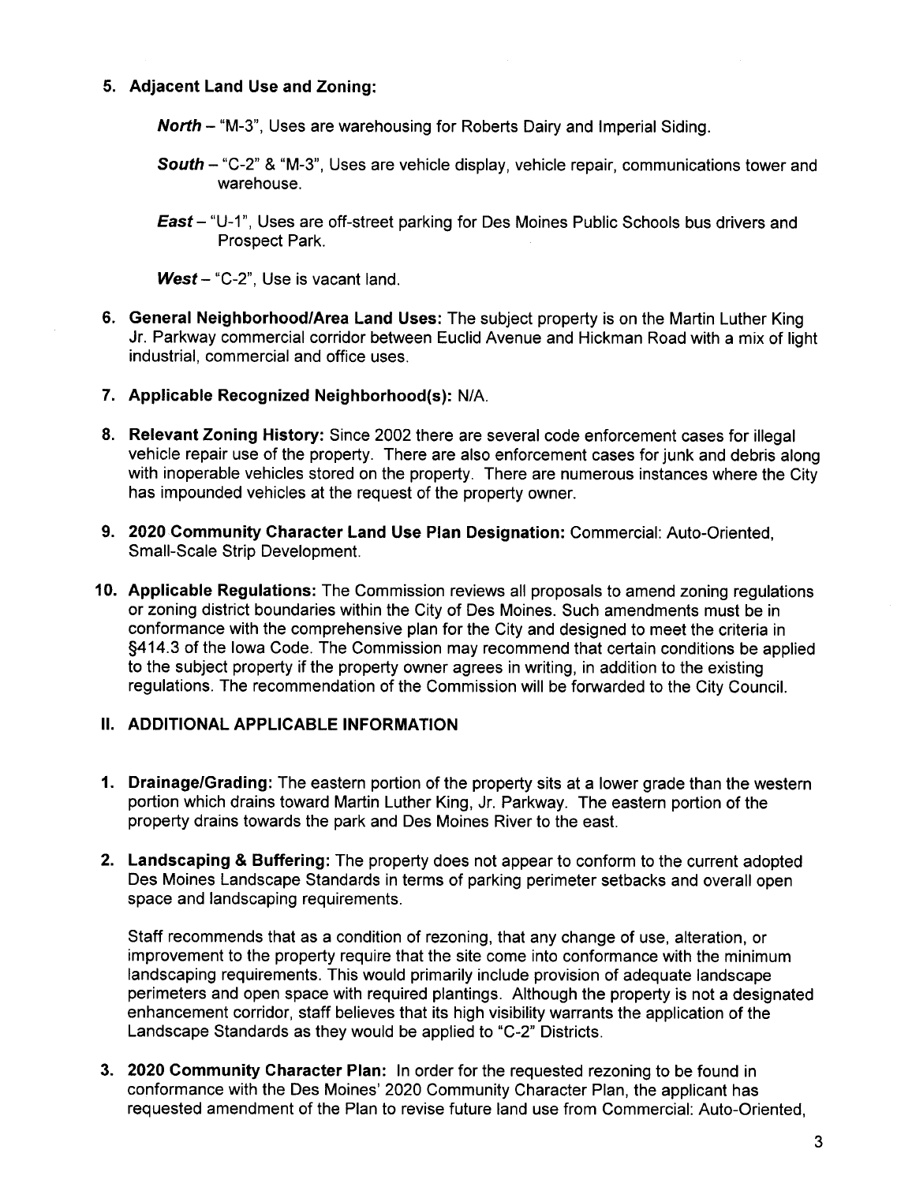5. **Adjacent Land Use and Zoning:**

   ***North*** – "M-3", Uses are warehousing for Roberts Dairy and Imperial Siding.

   ***South*** – "C-2" & "M-3", Uses are vehicle display, vehicle repair, communications tower and warehouse.

   ***East*** – "U-1", Uses are off-street parking for Des Moines Public Schools bus drivers and Prospect Park.

   ***West*** – "C-2", Use is vacant land.

6. **General Neighborhood/Area Land Uses:** The subject property is on the Martin Luther King Jr. Parkway commercial corridor between Euclid Avenue and Hickman Road with a mix of light industrial, commercial and office uses.

7. **Applicable Recognized Neighborhood(s):** N/A.

8. **Relevant Zoning History:** Since 2002 there are several code enforcement cases for illegal vehicle repair use of the property. There are also enforcement cases for junk and debris along with inoperable vehicles stored on the property. There are numerous instances where the City has impounded vehicles at the request of the property owner.

9. **2020 Community Character Land Use Plan Designation:** Commercial: Auto-Oriented, Small-Scale Strip Development.

10. **Applicable Regulations:** The Commission reviews all proposals to amend zoning regulations or zoning district boundaries within the City of Des Moines. Such amendments must be in conformance with the comprehensive plan for the City and designed to meet the criteria in §414.3 of the Iowa Code. The Commission may recommend that certain conditions be applied to the subject property if the property owner agrees in writing, in addition to the existing regulations. The recommendation of the Commission will be forwarded to the City Council.

## II. ADDITIONAL APPLICABLE INFORMATION

1. **Drainage/Grading:** The eastern portion of the property sits at a lower grade than the western portion which drains toward Martin Luther King, Jr. Parkway. The eastern portion of the property drains towards the park and Des Moines River to the east.

2. **Landscaping & Buffering:** The property does not appear to conform to the current adopted Des Moines Landscape Standards in terms of parking perimeter setbacks and overall open space and landscaping requirements.

   Staff recommends that as a condition of rezoning, that any change of use, alteration, or improvement to the property require that the site come into conformance with the minimum landscaping requirements. This would primarily include provision of adequate landscape perimeters and open space with required plantings. Although the property is not a designated enhancement corridor, staff believes that its high visibility warrants the application of the Landscape Standards as they would be applied to "C-2" Districts.

3. **2020 Community Character Plan:** In order for the requested rezoning to be found in conformance with the Des Moines' 2020 Community Character Plan, the applicant has requested amendment of the Plan to revise future land use from Commercial: Auto-Oriented,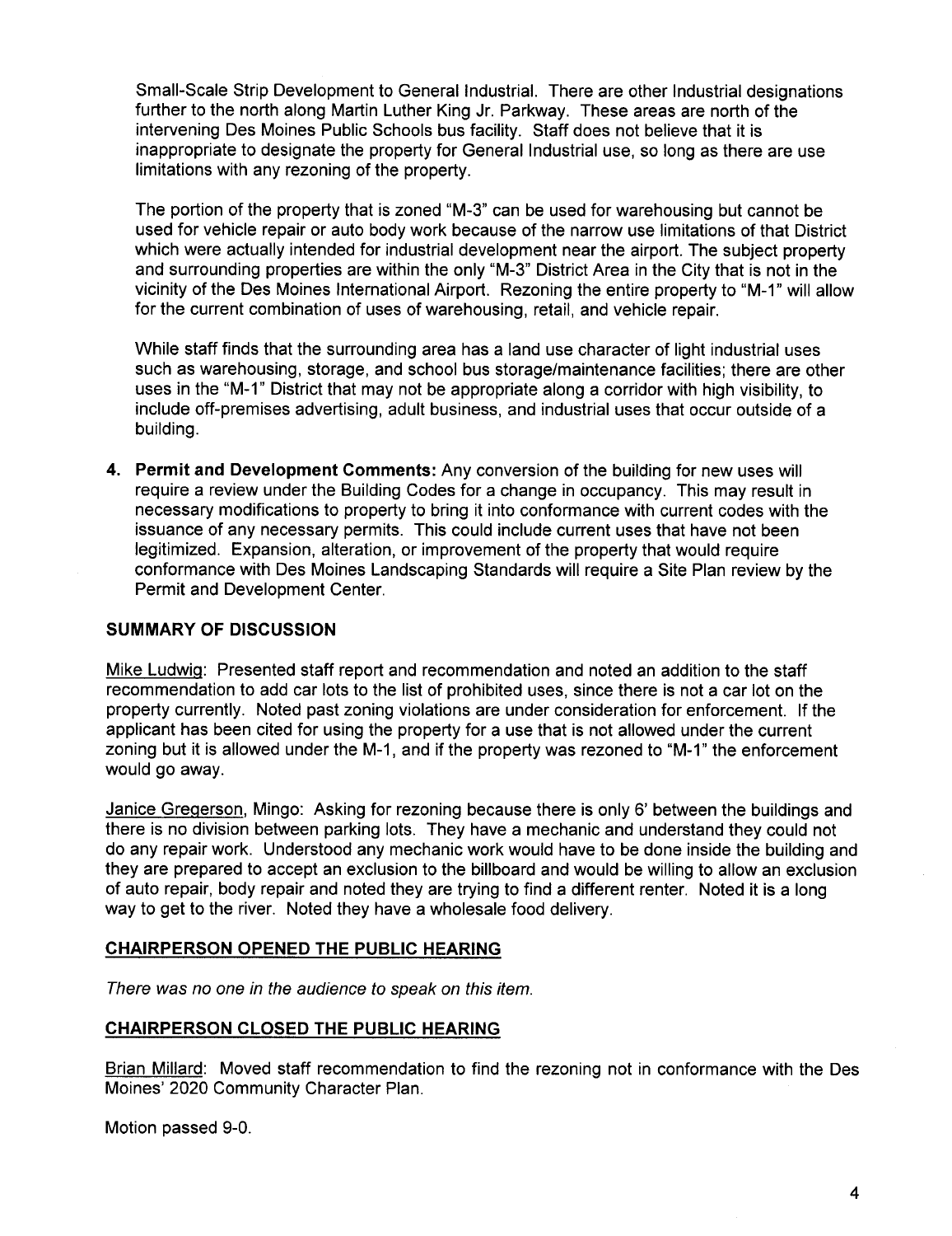Small-Scale Strip Development to General Industrial. There are other Industrial designations further to the north along Martin Luther King Jr. Parkway. These areas are north of the intervening Des Moines Public Schools bus facility. Staff does not believe that it is inappropriate to designate the property for General Industrial use, so long as there are use limitations with any rezoning of the property.

The portion of the property that is zoned "M-3" can be used for warehousing but cannot be used for vehicle repair or auto body work because of the narrow use limitations of that District which were actually intended for industrial development near the airport. The subject property and surrounding properties are within the only "M-3" District Area in the City that is not in the vicinity of the Des Moines International Airport. Rezoning the entire property to "M-1" will allow for the current combination of uses of warehousing, retail, and vehicle repair.

While staff finds that the surrounding area has a land use character of light industrial uses such as warehousing, storage, and school bus storage/maintenance facilities; there are other uses in the "M-1" District that may not be appropriate along a corridor with high visibility, to include off-premises advertising, adult business, and industrial uses that occur outside of a building.

4. **Permit and Development Comments:** Any conversion of the building for new uses will require a review under the Building Codes for a change in occupancy. This may result in necessary modifications to property to bring it into conformance with current codes with the issuance of any necessary permits. This could include current uses that have not been legitimized. Expansion, alteration, or improvement of the property that would require conformance with Des Moines Landscaping Standards will require a Site Plan review by the Permit and Development Center.

## SUMMARY OF DISCUSSION

Mike Ludwig: Presented staff report and recommendation and noted an addition to the staff recommendation to add car lots to the list of prohibited uses, since there is not a car lot on the property currently. Noted past zoning violations are under consideration for enforcement. If the applicant has been cited for using the property for a use that is not allowed under the current zoning but it is allowed under the M-1, and if the property was rezoned to "M-1" the enforcement would go away.

Janice Gregerson, Mingo: Asking for rezoning because there is only 6' between the buildings and there is no division between parking lots. They have a mechanic and understand they could not do any repair work. Understood any mechanic work would have to be done inside the building and they are prepared to accept an exclusion to the billboard and would be willing to allow an exclusion of auto repair, body repair and noted they are trying to find a different renter. Noted it is a long way to get to the river. Noted they have a wholesale food delivery.

## CHAIRPERSON OPENED THE PUBLIC HEARING

*There was no one in the audience to speak on this item.*

## CHAIRPERSON CLOSED THE PUBLIC HEARING

Brian Millard: Moved staff recommendation to find the rezoning not in conformance with the Des Moines' 2020 Community Character Plan.

Motion passed 9-0.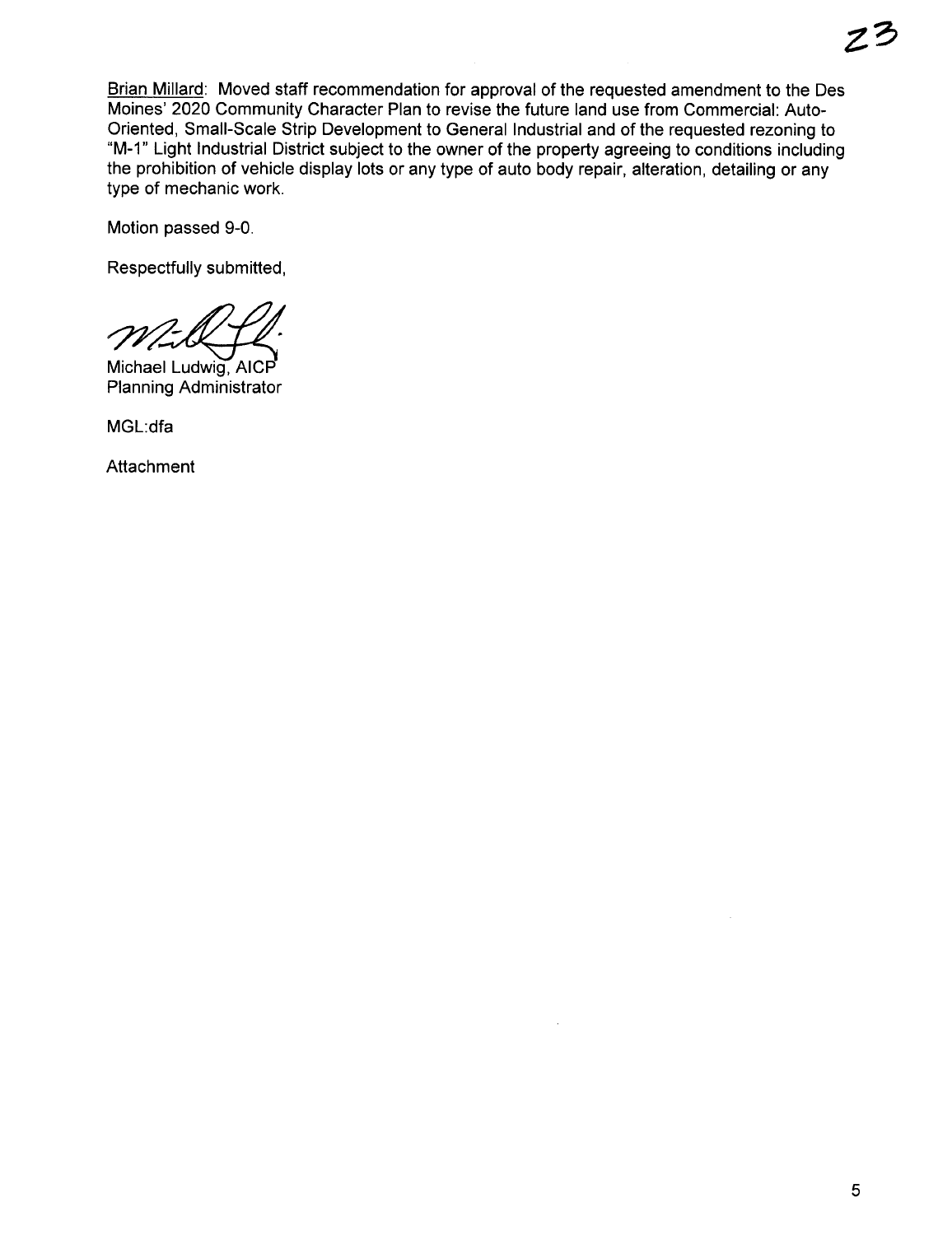Brian Millard: Moved staff recommendation for approval of the requested amendment to the Des Moines' 2020 Community Character Plan to revise the future land use from Commercial: Auto-Oriented, Small-Scale Strip Development to General Industrial and of the requested rezoning to "M-1" Light Industrial District subject to the owner of the property agreeing to conditions including the prohibition of vehicle display lots or any type of auto body repair, alteration, detailing or any type of mechanic work.

Motion passed 9-0.

Respectfully submitted,

Michael Ludwig, AICP
Planning Administrator

MGL:dfa

Attachment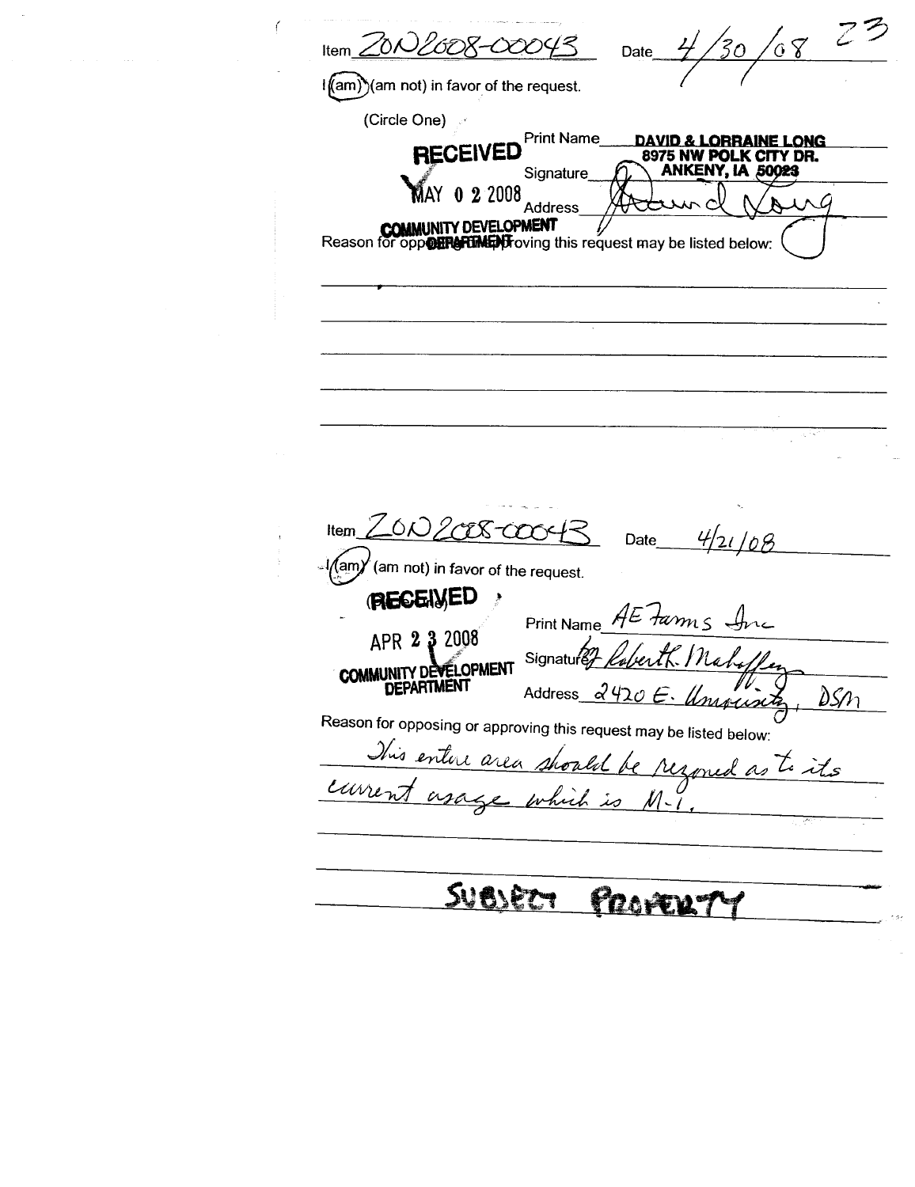Item ZON2008-00043 Date 4/30/08 23

I (am) (am not) in favor of the request.

(Circle One)

**RECEIVED**
MAY 0 2 2008
**COMMUNITY DEVELOPMENT DEPARTMENT**

Print Name **DAVID & LORRAINE LONG**
**8975 NW POLK CITY DR.**
**ANKENY, IA 50023**

Signature David Long

Address

Reason for opposing or approving this request may be listed below:

---

Item ZON2008-00043 Date 4/21/08

I (am) (am not) in favor of the request.

**RECEIVED**
APR 2 3 2008
**COMMUNITY DEVELOPMENT DEPARTMENT**

Print Name AE Farms Inc

Signature by Robert K. Mahaffey

Address 2420 E. University, DSM

Reason for opposing or approving this request may be listed below:

This entire area should be rezoned as to its current usage which is M-1.

SUBJECT PROPERTY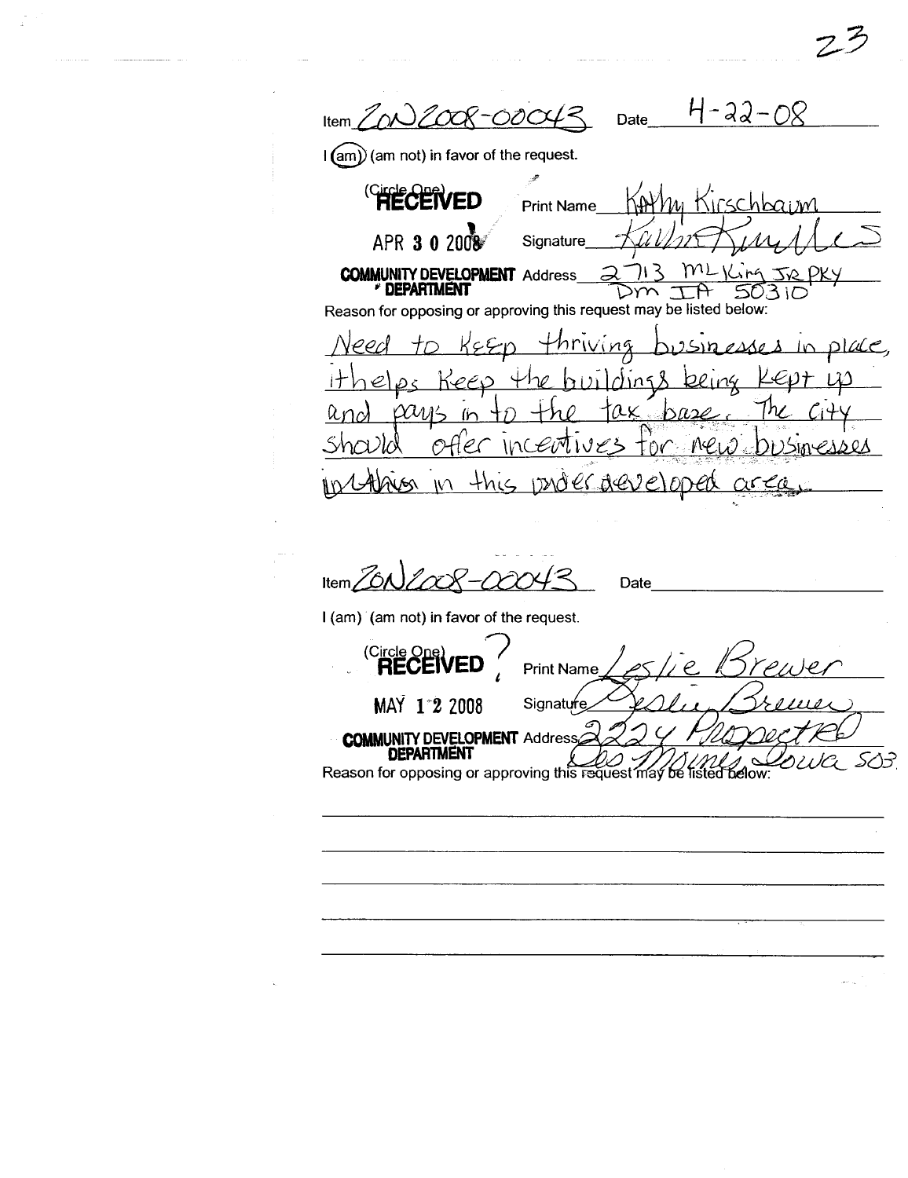Item ZON2008-00043 Date 4-22-08

I (am) (am not) in favor of the request.

(Circle One)

RECEIVED

APR 30 2008

COMMUNITY DEVELOPMENT DEPARTMENT

Print Name Kathy Kirschbaum

Signature Kathy Kirschbaum

Address 2713 ML King Jr Pky Dm IA 50310

Reason for opposing or approving this request may be listed below:

Need to keep thriving businesses in place, it helps keep the buildings being kept up and pays in to the tax base. The city should offer incentives for new businesses within in this underdeveloped area.

---

Item ZON2008-00043 Date

I (am) (am not) in favor of the request.

(Circle One) ?

RECEIVED

MAY 12 2008

COMMUNITY DEVELOPMENT DEPARTMENT

Print Name Leslie Brewer

Signature Leslie Brewer

Address 2224 Prospect Rd Des Moines Iowa 503

Reason for opposing or approving this request may be listed below: